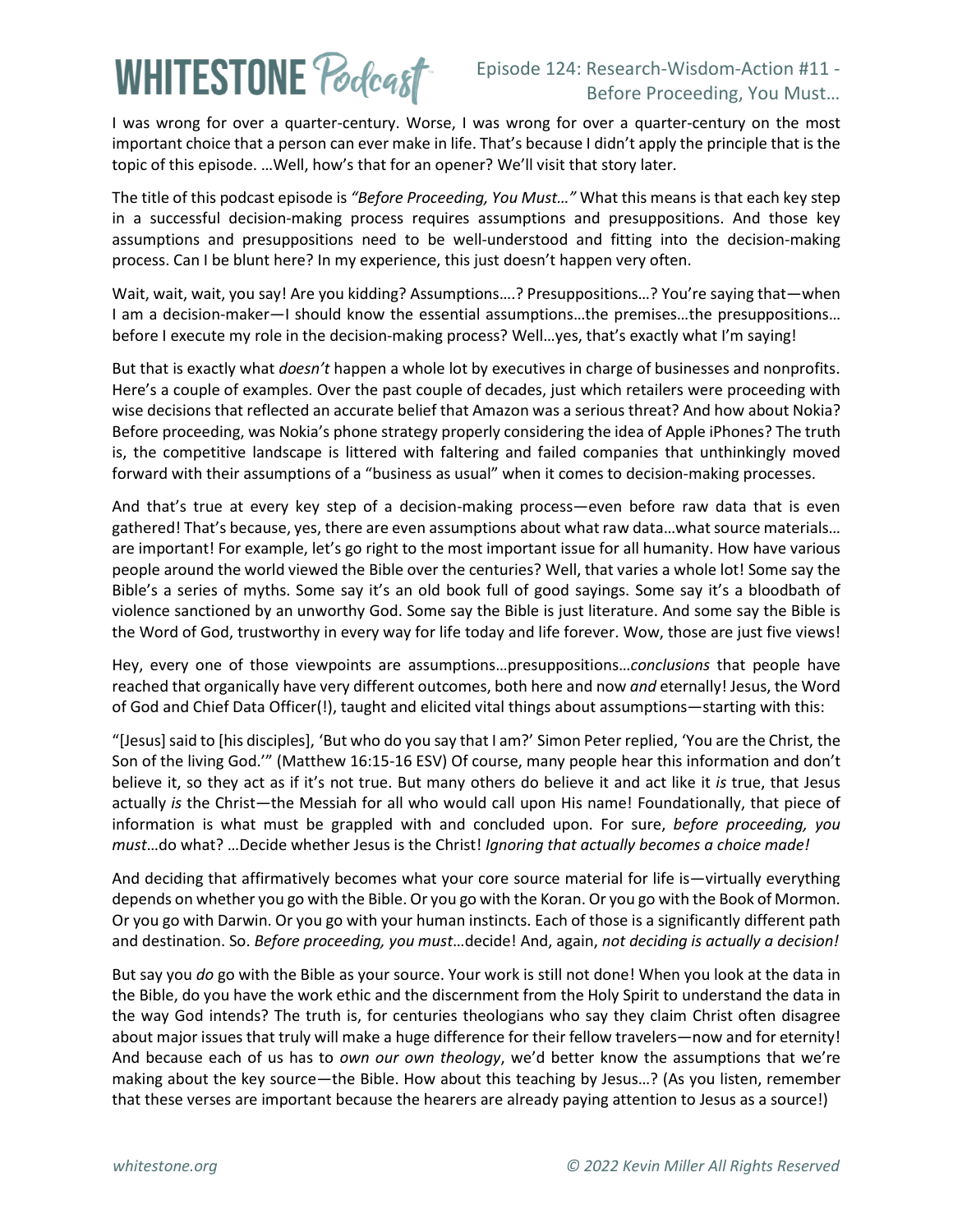I was wrong for over a quarter-century. Worse, I was wrong for over a quarter-century on the most important choice that a person can ever make in life. That's because I didn't apply the principle that is the topic of this episode. …Well, how's that for an opener? We'll visit that story later.

The title of this podcast episode is *"Before Proceeding, You Must…"* What this means is that each key step in a successful decision-making process requires assumptions and presuppositions. And those key assumptions and presuppositions need to be well-understood and fitting into the decision-making process. Can I be blunt here? In my experience, this just doesn't happen very often.

Wait, wait, wait, you say! Are you kidding? Assumptions….? Presuppositions…? You're saying that—when I am a decision-maker—I should know the essential assumptions…the premises…the presuppositions…before I execute my role in the decision-making process? Well…yes, that's exactly what I'm saying!

But that is exactly what *doesn't* happen a whole lot by executives in charge of businesses and nonprofits. Here's a couple of examples. Over the past couple of decades, just which retailers were proceeding with wise decisions that reflected an accurate belief that Amazon was a serious threat? And how about Nokia? Before proceeding, was Nokia's phone strategy properly considering the idea of Apple iPhones? The truth is, the competitive landscape is littered with faltering and failed companies that unthinkingly moved forward with their assumptions of a "business as usual" when it comes to decision-making processes.

And that's true at every key step of a decision-making process—even before raw data that is even gathered! That's because, yes, there are even assumptions about what raw data…what source materials…are important! For example, let's go right to the most important issue for all humanity. How have various people around the world viewed the Bible over the centuries? Well, that varies a whole lot! Some say the Bible's a series of myths. Some say it's an old book full of good sayings. Some say it's a bloodbath of violence sanctioned by an unworthy God. Some say the Bible is just literature. And some say the Bible is the Word of God, trustworthy in every way for life today and life forever. Wow, those are just five views!

Hey, every one of those viewpoints are assumptions…presuppositions…*conclusions* that people have reached that organically have very different outcomes, both here and now *and* eternally! Jesus, the Word of God and Chief Data Officer(!), taught and elicited vital things about assumptions—starting with this:

"[Jesus] said to [his disciples], 'But who do you say that I am?' Simon Peter replied, 'You are the Christ, the Son of the living God.'" (Matthew 16:15-16 ESV) Of course, many people hear this information and don't believe it, so they act as if it's not true. But many others do believe it and act like it *is* true, that Jesus actually *is* the Christ—the Messiah for all who would call upon His name! Foundationally, that piece of information is what must be grappled with and concluded upon. For sure, *before proceeding, you must*…do what? …Decide whether Jesus is the Christ! *Ignoring that actually becomes a choice made!*

And deciding that affirmatively becomes what your core source material for life is—virtually everything depends on whether you go with the Bible. Or you go with the Koran. Or you go with the Book of Mormon. Or you go with Darwin. Or you go with your human instincts. Each of those is a significantly different path and destination. So. *Before proceeding, you must*…decide! And, again, *not deciding is actually a decision!*

But say you *do* go with the Bible as your source. Your work is still not done! When you look at the data in the Bible, do you have the work ethic and the discernment from the Holy Spirit to understand the data in the way God intends? The truth is, for centuries theologians who say they claim Christ often disagree about major issues that truly will make a huge difference for their fellow travelers—now and for eternity! And because each of us has to *own our own theology*, we'd better know the assumptions that we're making about the key source—the Bible. How about this teaching by Jesus…? (As you listen, remember that these verses are important because the hearers are already paying attention to Jesus as a source!)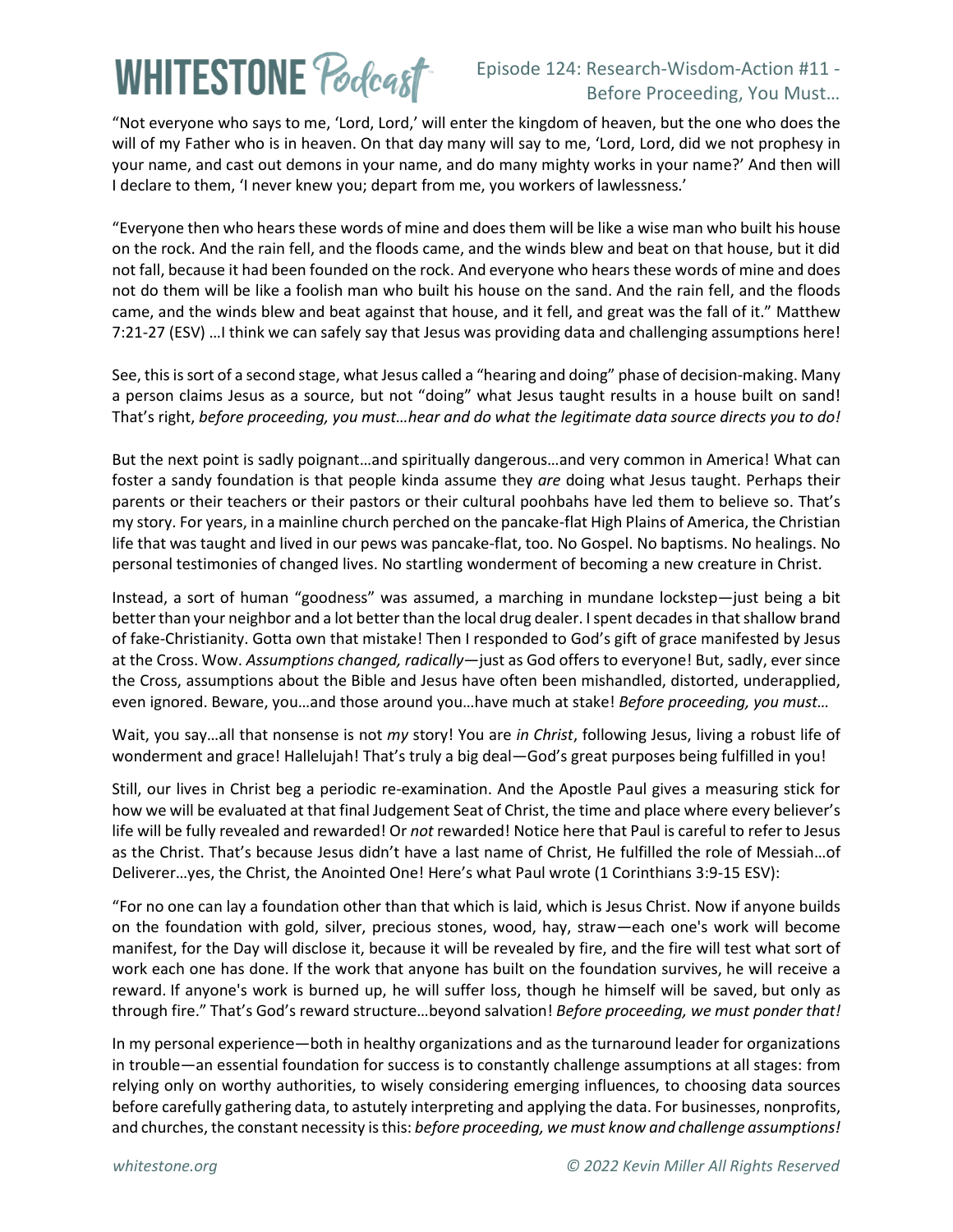"Not everyone who says to me, 'Lord, Lord,' will enter the kingdom of heaven, but the one who does the will of my Father who is in heaven. On that day many will say to me, 'Lord, Lord, did we not prophesy in your name, and cast out demons in your name, and do many mighty works in your name?' And then will I declare to them, 'I never knew you; depart from me, you workers of lawlessness.'

"Everyone then who hears these words of mine and does them will be like a wise man who built his house on the rock. And the rain fell, and the floods came, and the winds blew and beat on that house, but it did not fall, because it had been founded on the rock. And everyone who hears these words of mine and does not do them will be like a foolish man who built his house on the sand. And the rain fell, and the floods came, and the winds blew and beat against that house, and it fell, and great was the fall of it." Matthew 7:21-27 (ESV) …I think we can safely say that Jesus was providing data and challenging assumptions here!

See, this is sort of a second stage, what Jesus called a "hearing and doing" phase of decision-making. Many a person claims Jesus as a source, but not "doing" what Jesus taught results in a house built on sand! That's right, *before proceeding, you must…hear and do what the legitimate data source directs you to do!*

But the next point is sadly poignant…and spiritually dangerous…and very common in America! What can foster a sandy foundation is that people kinda assume they *are* doing what Jesus taught. Perhaps their parents or their teachers or their pastors or their cultural poohbahs have led them to believe so. That's my story. For years, in a mainline church perched on the pancake-flat High Plains of America, the Christian life that was taught and lived in our pews was pancake-flat, too. No Gospel. No baptisms. No healings. No personal testimonies of changed lives. No startling wonderment of becoming a new creature in Christ.

Instead, a sort of human "goodness" was assumed, a marching in mundane lockstep—just being a bit better than your neighbor and a lot better than the local drug dealer. I spent decades in that shallow brand of fake-Christianity. Gotta own that mistake! Then I responded to God's gift of grace manifested by Jesus at the Cross. Wow. *Assumptions changed, radically*—just as God offers to everyone! But, sadly, ever since the Cross, assumptions about the Bible and Jesus have often been mishandled, distorted, underapplied, even ignored. Beware, you…and those around you…have much at stake! *Before proceeding, you must…*

Wait, you say…all that nonsense is not *my* story! You are *in Christ*, following Jesus, living a robust life of wonderment and grace! Hallelujah! That's truly a big deal—God's great purposes being fulfilled in you!

Still, our lives in Christ beg a periodic re-examination. And the Apostle Paul gives a measuring stick for how we will be evaluated at that final Judgement Seat of Christ, the time and place where every believer's life will be fully revealed and rewarded! Or *not* rewarded! Notice here that Paul is careful to refer to Jesus as the Christ. That's because Jesus didn't have a last name of Christ, He fulfilled the role of Messiah…of Deliverer…yes, the Christ, the Anointed One! Here's what Paul wrote (1 Corinthians 3:9-15 ESV):

"For no one can lay a foundation other than that which is laid, which is Jesus Christ. Now if anyone builds on the foundation with gold, silver, precious stones, wood, hay, straw—each one's work will become manifest, for the Day will disclose it, because it will be revealed by fire, and the fire will test what sort of work each one has done. If the work that anyone has built on the foundation survives, he will receive a reward. If anyone's work is burned up, he will suffer loss, though he himself will be saved, but only as through fire." That's God's reward structure…beyond salvation! *Before proceeding, we must ponder that!*

In my personal experience—both in healthy organizations and as the turnaround leader for organizations in trouble—an essential foundation for success is to constantly challenge assumptions at all stages: from relying only on worthy authorities, to wisely considering emerging influences, to choosing data sources before carefully gathering data, to astutely interpreting and applying the data. For businesses, nonprofits, and churches, the constant necessity is this: *before proceeding, we must know and challenge assumptions!*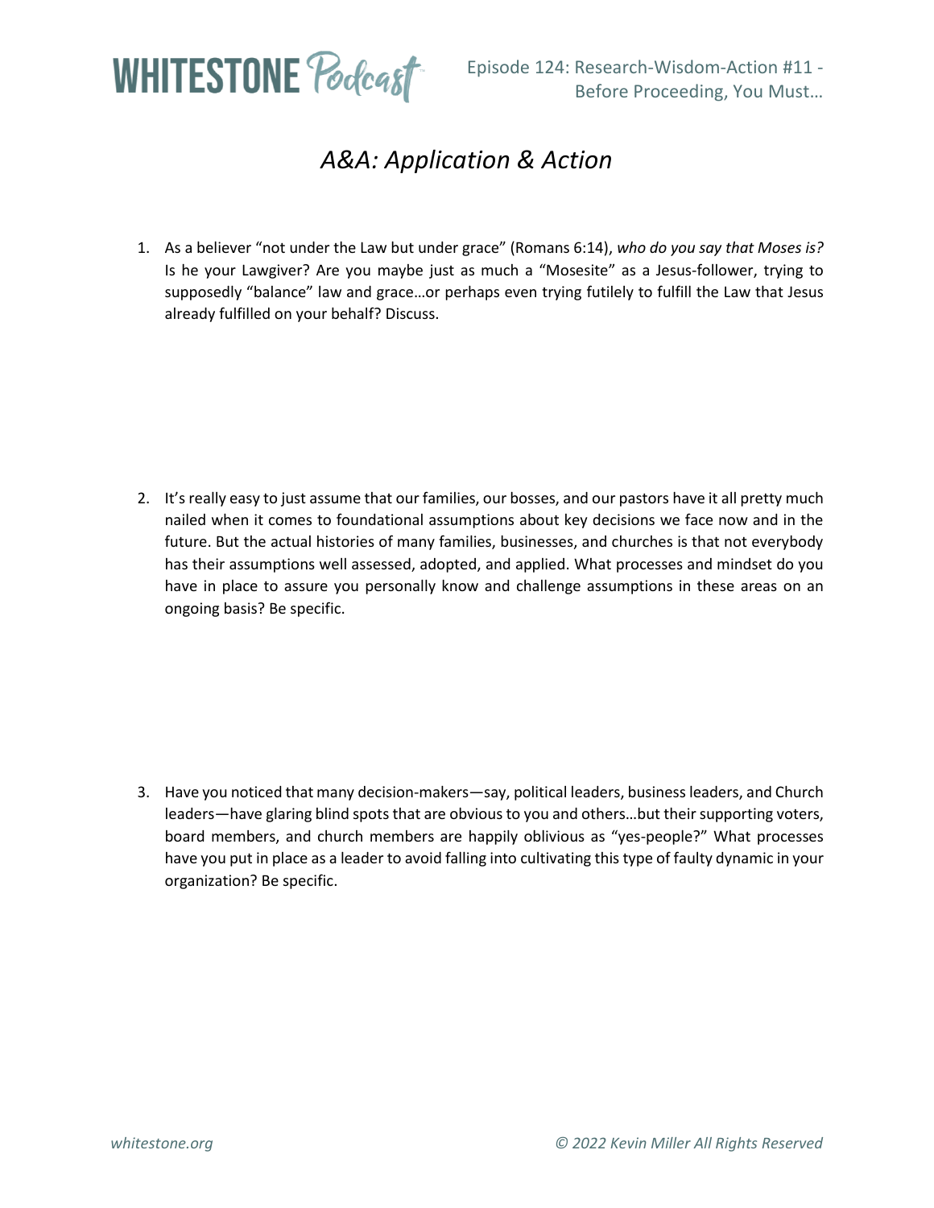# *A&A: Application & Action*

1. As a believer "not under the Law but under grace" (Romans 6:14), *who do you say that Moses is?* Is he your Lawgiver? Are you maybe just as much a "Mosesite" as a Jesus-follower, trying to supposedly "balance" law and grace…or perhaps even trying futilely to fulfill the Law that Jesus already fulfilled on your behalf? Discuss.

2. It's really easy to just assume that our families, our bosses, and our pastors have it all pretty much nailed when it comes to foundational assumptions about key decisions we face now and in the future. But the actual histories of many families, businesses, and churches is that not everybody has their assumptions well assessed, adopted, and applied. What processes and mindset do you have in place to assure you personally know and challenge assumptions in these areas on an ongoing basis? Be specific.

3. Have you noticed that many decision-makers—say, political leaders, business leaders, and Church leaders—have glaring blind spots that are obvious to you and others…but their supporting voters, board members, and church members are happily oblivious as "yes-people?" What processes have you put in place as a leader to avoid falling into cultivating this type of faulty dynamic in your organization? Be specific.